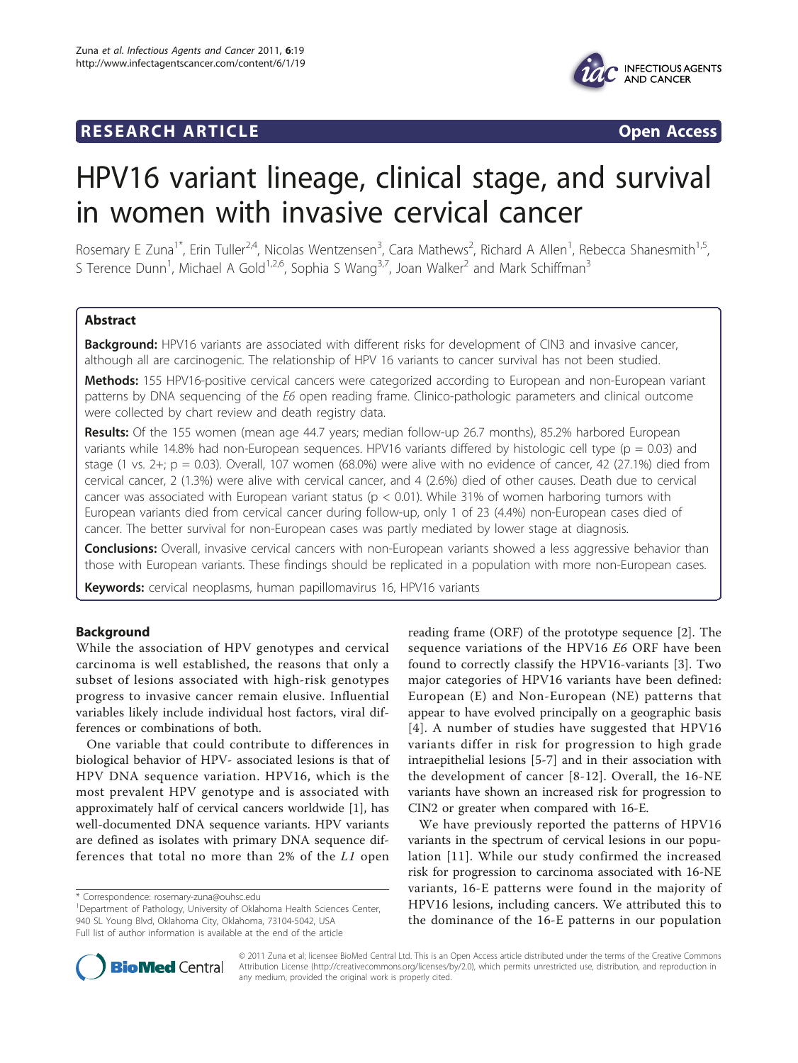**RESEARCH ARTICLE** **Open Access**

# HPV16 variant lineage, clinical stage, and survival in women with invasive cervical cancer

Rosemary E Zuna[1*], Erin Tuller[2,4], Nicolas Wentzensen[3], Cara Mathews[2], Richard A Allen[1], Rebecca Shanesmith[1,5], S Terence Dunn[1], Michael A Gold[1,2,6], Sophia S Wang[3,7], Joan Walker[2] and Mark Schiffman[3]

## Abstract

**Background:** HPV16 variants are associated with different risks for development of CIN3 and invasive cancer, although all are carcinogenic. The relationship of HPV 16 variants to cancer survival has not been studied.

**Methods:** 155 HPV16-positive cervical cancers were categorized according to European and non-European variant patterns by DNA sequencing of the *E6* open reading frame. Clinico-pathologic parameters and clinical outcome were collected by chart review and death registry data.

**Results:** Of the 155 women (mean age 44.7 years; median follow-up 26.7 months), 85.2% harbored European variants while 14.8% had non-European sequences. HPV16 variants differed by histologic cell type ($p = 0.03$) and stage (1 vs. 2+; $p = 0.03$). Overall, 107 women (68.0%) were alive with no evidence of cancer, 42 (27.1%) died from cervical cancer, 2 (1.3%) were alive with cervical cancer, and 4 (2.6%) died of other causes. Death due to cervical cancer was associated with European variant status ($p < 0.01$). While 31% of women harboring tumors with European variants died from cervical cancer during follow-up, only 1 of 23 (4.4%) non-European cases died of cancer. The better survival for non-European cases was partly mediated by lower stage at diagnosis.

**Conclusions:** Overall, invasive cervical cancers with non-European variants showed a less aggressive behavior than those with European variants. These findings should be replicated in a population with more non-European cases.

**Keywords:** cervical neoplasms, human papillomavirus 16, HPV16 variants

## Background

While the association of HPV genotypes and cervical carcinoma is well established, the reasons that only a subset of lesions associated with high-risk genotypes progress to invasive cancer remain elusive. Influential variables likely include individual host factors, viral differences or combinations of both.

One variable that could contribute to differences in biological behavior of HPV- associated lesions is that of HPV DNA sequence variation. HPV16, which is the most prevalent HPV genotype and is associated with approximately half of cervical cancers worldwide [1], has well-documented DNA sequence variants. HPV variants are defined as isolates with primary DNA sequence differences that total no more than 2% of the *L1* open reading frame (ORF) of the prototype sequence [2]. The sequence variations of the HPV16 *E6* ORF have been found to correctly classify the HPV16-variants [3]. Two major categories of HPV16 variants have been defined: European (E) and Non-European (NE) patterns that appear to have evolved principally on a geographic basis [4]. A number of studies have suggested that HPV16 variants differ in risk for progression to high grade intraepithelial lesions [5-7] and in their association with the development of cancer [8-12]. Overall, the 16-NE variants have shown an increased risk for progression to CIN2 or greater when compared with 16-E.

We have previously reported the patterns of HPV16 variants in the spectrum of cervical lesions in our population [11]. While our study confirmed the increased risk for progression to carcinoma associated with 16-NE variants, 16-E patterns were found in the majority of HPV16 lesions, including cancers. We attributed this to the dominance of the 16-E patterns in our population

\* Correspondence: rosemary-zuna@ouhsc.edu
[1]Department of Pathology, University of Oklahoma Health Sciences Center, 940 SL Young Blvd, Oklahoma City, Oklahoma, 73104-5042, USA
Full list of author information is available at the end of the article

© 2011 Zuna et al; licensee BioMed Central Ltd. This is an Open Access article distributed under the terms of the Creative Commons Attribution License (http://creativecommons.org/licenses/by/2.0), which permits unrestricted use, distribution, and reproduction in any medium, provided the original work is properly cited.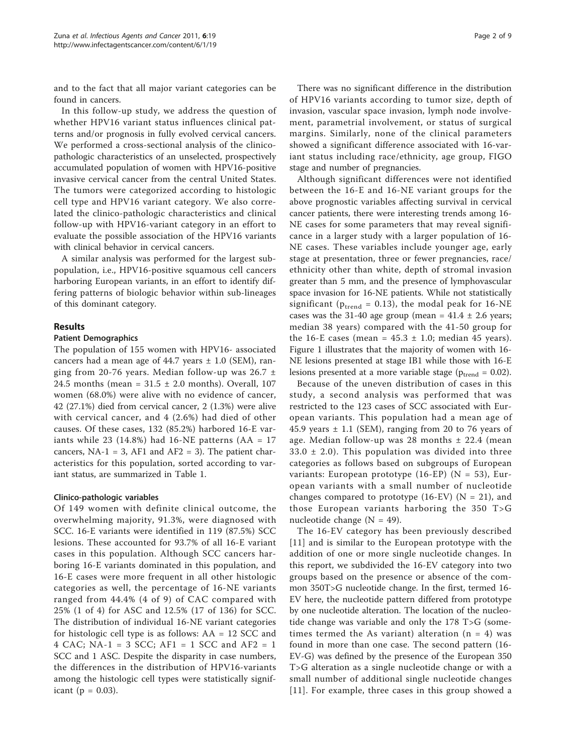and to the fact that all major variant categories can be found in cancers.

In this follow-up study, we address the question of whether HPV16 variant status influences clinical patterns and/or prognosis in fully evolved cervical cancers. We performed a cross-sectional analysis of the clinicopathologic characteristics of an unselected, prospectively accumulated population of women with HPV16-positive invasive cervical cancer from the central United States. The tumors were categorized according to histologic cell type and HPV16 variant category. We also correlated the clinico-pathologic characteristics and clinical follow-up with HPV16-variant category in an effort to evaluate the possible association of the HPV16 variants with clinical behavior in cervical cancers.

A similar analysis was performed for the largest subpopulation, i.e., HPV16-positive squamous cell cancers harboring European variants, in an effort to identify differing patterns of biologic behavior within sub-lineages of this dominant category.

## Results

### Patient Demographics

The population of 155 women with HPV16- associated cancers had a mean age of 44.7 years ± 1.0 (SEM), ranging from 20-76 years. Median follow-up was 26.7 ± 24.5 months (mean = 31.5 ± 2.0 months). Overall, 107 women (68.0%) were alive with no evidence of cancer, 42 (27.1%) died from cervical cancer, 2 (1.3%) were alive with cervical cancer, and 4 (2.6%) had died of other causes. Of these cases, 132 (85.2%) harbored 16-E variants while 23 (14.8%) had 16-NE patterns (AA = 17 cancers, NA-1 = 3, AF1 and AF2 = 3). The patient characteristics for this population, sorted according to variant status, are summarized in Table 1.

### Clinico-pathologic variables

Of 149 women with definite clinical outcome, the overwhelming majority, 91.3%, were diagnosed with SCC. 16-E variants were identified in 119 (87.5%) SCC lesions. These accounted for 93.7% of all 16-E variant cases in this population. Although SCC cancers harboring 16-E variants dominated in this population, and 16-E cases were more frequent in all other histologic categories as well, the percentage of 16-NE variants ranged from 44.4% (4 of 9) of CAC compared with 25% (1 of 4) for ASC and 12.5% (17 of 136) for SCC. The distribution of individual 16-NE variant categories for histologic cell type is as follows: AA = 12 SCC and 4 CAC; NA-1 = 3 SCC; AF1 = 1 SCC and AF2 = 1 SCC and 1 ASC. Despite the disparity in case numbers, the differences in the distribution of HPV16-variants among the histologic cell types were statistically significant ($p = 0.03$).

There was no significant difference in the distribution of HPV16 variants according to tumor size, depth of invasion, vascular space invasion, lymph node involvement, parametrial involvement, or status of surgical margins. Similarly, none of the clinical parameters showed a significant difference associated with 16-variant status including race/ethnicity, age group, FIGO stage and number of pregnancies.

Although significant differences were not identified between the 16-E and 16-NE variant groups for the above prognostic variables affecting survival in cervical cancer patients, there were interesting trends among 16-NE cases for some parameters that may reveal significance in a larger study with a larger population of 16-NE cases. These variables include younger age, early stage at presentation, three or fewer pregnancies, race/ethnicity other than white, depth of stromal invasion greater than 5 mm, and the presence of lymphovascular space invasion for 16-NE patients. While not statistically significant ($p_{trend} = 0.13$), the modal peak for 16-NE cases was the 31-40 age group (mean = 41.4 ± 2.6 years; median 38 years) compared with the 41-50 group for the 16-E cases (mean = 45.3 ± 1.0; median 45 years). Figure 1 illustrates that the majority of women with 16-NE lesions presented at stage IB1 while those with 16-E lesions presented at a more variable stage ($p_{trend} = 0.02$).

Because of the uneven distribution of cases in this study, a second analysis was performed that was restricted to the 123 cases of SCC associated with European variants. This population had a mean age of 45.9 years ± 1.1 (SEM), ranging from 20 to 76 years of age. Median follow-up was 28 months ± 22.4 (mean 33.0 ± 2.0). This population was divided into three categories as follows based on subgroups of European variants: European prototype (16-EP) (N = 53), European variants with a small number of nucleotide changes compared to prototype (16-EV) (N = 21), and those European variants harboring the 350 T>G nucleotide change (N = 49).

The 16-EV category has been previously described [11] and is similar to the European prototype with the addition of one or more single nucleotide changes. In this report, we subdivided the 16-EV category into two groups based on the presence or absence of the common 350T>G nucleotide change. In the first, termed 16-EV here, the nucleotide pattern differed from prototype by one nucleotide alteration. The location of the nucleotide change was variable and only the 178 T>G (sometimes termed the As variant) alteration (n = 4) was found in more than one case. The second pattern (16-EV-G) was defined by the presence of the European 350 T>G alteration as a single nucleotide change or with a small number of additional single nucleotide changes [11]. For example, three cases in this group showed a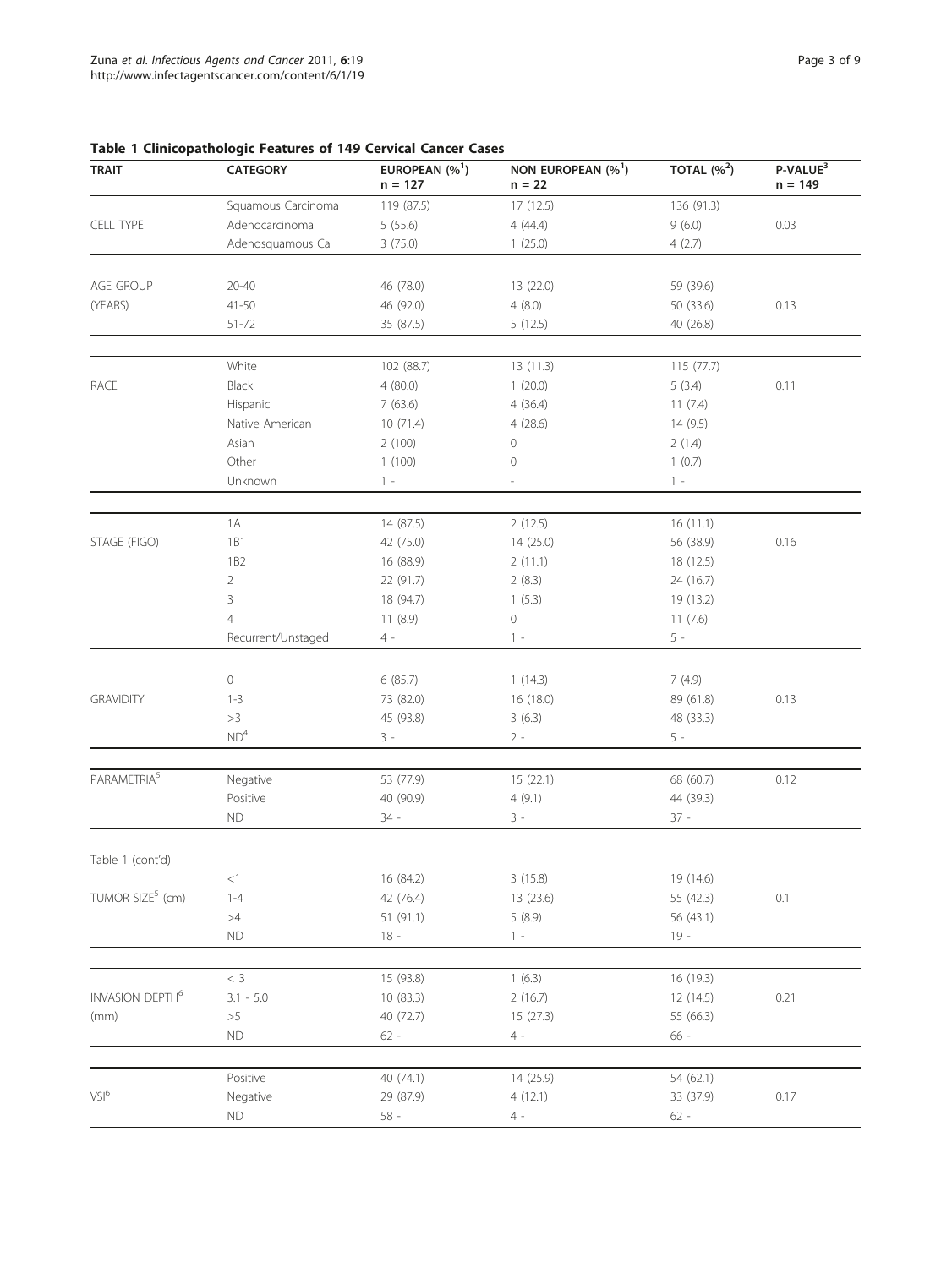**Table 1 Clinicopathologic Features of 149 Cervical Cancer Cases**

| TRAIT | CATEGORY | EUROPEAN (%[1]) n = 127 | NON EUROPEAN (%[1]) n = 22 | TOTAL (%[2]) | P-VALUE[3] n = 149 |
|---|---|---|---|---|---|
| CELL TYPE | Squamous Carcinoma | 119 (87.5) | 17 (12.5) | 136 (91.3) | 0.03 |
| | Adenocarcinoma | 5 (55.6) | 4 (44.4) | 9 (6.0) | |
| | Adenosquamous Ca | 3 (75.0) | 1 (25.0) | 4 (2.7) | |
| AGE GROUP (YEARS) | 20-40 | 46 (78.0) | 13 (22.0) | 59 (39.6) | 0.13 |
| | 41-50 | 46 (92.0) | 4 (8.0) | 50 (33.6) | |
| | 51-72 | 35 (87.5) | 5 (12.5) | 40 (26.8) | |
| RACE | White | 102 (88.7) | 13 (11.3) | 115 (77.7) | 0.11 |
| | Black | 4 (80.0) | 1 (20.0) | 5 (3.4) | |
| | Hispanic | 7 (63.6) | 4 (36.4) | 11 (7.4) | |
| | Native American | 10 (71.4) | 4 (28.6) | 14 (9.5) | |
| | Asian | 2 (100) | 0 | 2 (1.4) | |
| | Other | 1 (100) | 0 | 1 (0.7) | |
| | Unknown | 1 - | - | 1 - | |
| STAGE (FIGO) | 1A | 14 (87.5) | 2 (12.5) | 16 (11.1) | 0.16 |
| | 1B1 | 42 (75.0) | 14 (25.0) | 56 (38.9) | |
| | 1B2 | 16 (88.9) | 2 (11.1) | 18 (12.5) | |
| | 2 | 22 (91.7) | 2 (8.3) | 24 (16.7) | |
| | 3 | 18 (94.7) | 1 (5.3) | 19 (13.2) | |
| | 4 | 11 (8.9) | 0 | 11 (7.6) | |
| | Recurrent/Unstaged | 4 - | 1 - | 5 - | |
| GRAVIDITY | 0 | 6 (85.7) | 1 (14.3) | 7 (4.9) | 0.13 |
| | 1-3 | 73 (82.0) | 16 (18.0) | 89 (61.8) | |
| | >3 | 45 (93.8) | 3 (6.3) | 48 (33.3) | |
| | ND[4] | 3 - | 2 - | 5 - | |
| PARAMETRIA[5] | Negative | 53 (77.9) | 15 (22.1) | 68 (60.7) | 0.12 |
| | Positive | 40 (90.9) | 4 (9.1) | 44 (39.3) | |
| | ND | 34 - | 3 - | 37 - | |
| Table 1 (cont'd) | | | | | |
| TUMOR SIZE[5] (cm) | <1 | 16 (84.2) | 3 (15.8) | 19 (14.6) | 0.1 |
| | 1-4 | 42 (76.4) | 13 (23.6) | 55 (42.3) | |
| | >4 | 51 (91.1) | 5 (8.9) | 56 (43.1) | |
| | ND | 18 - | 1 - | 19 - | |
| INVASION DEPTH[6] (mm) | < 3 | 15 (93.8) | 1 (6.3) | 16 (19.3) | 0.21 |
| | 3.1 - 5.0 | 10 (83.3) | 2 (16.7) | 12 (14.5) | |
| | >5 | 40 (72.7) | 15 (27.3) | 55 (66.3) | |
| | ND | 62 - | 4 - | 66 - | |
| VSI[6] | Positive | 40 (74.1) | 14 (25.9) | 54 (62.1) | 0.17 |
| | Negative | 29 (87.9) | 4 (12.1) | 33 (37.9) | |
| | ND | 58 - | 4 - | 62 - | |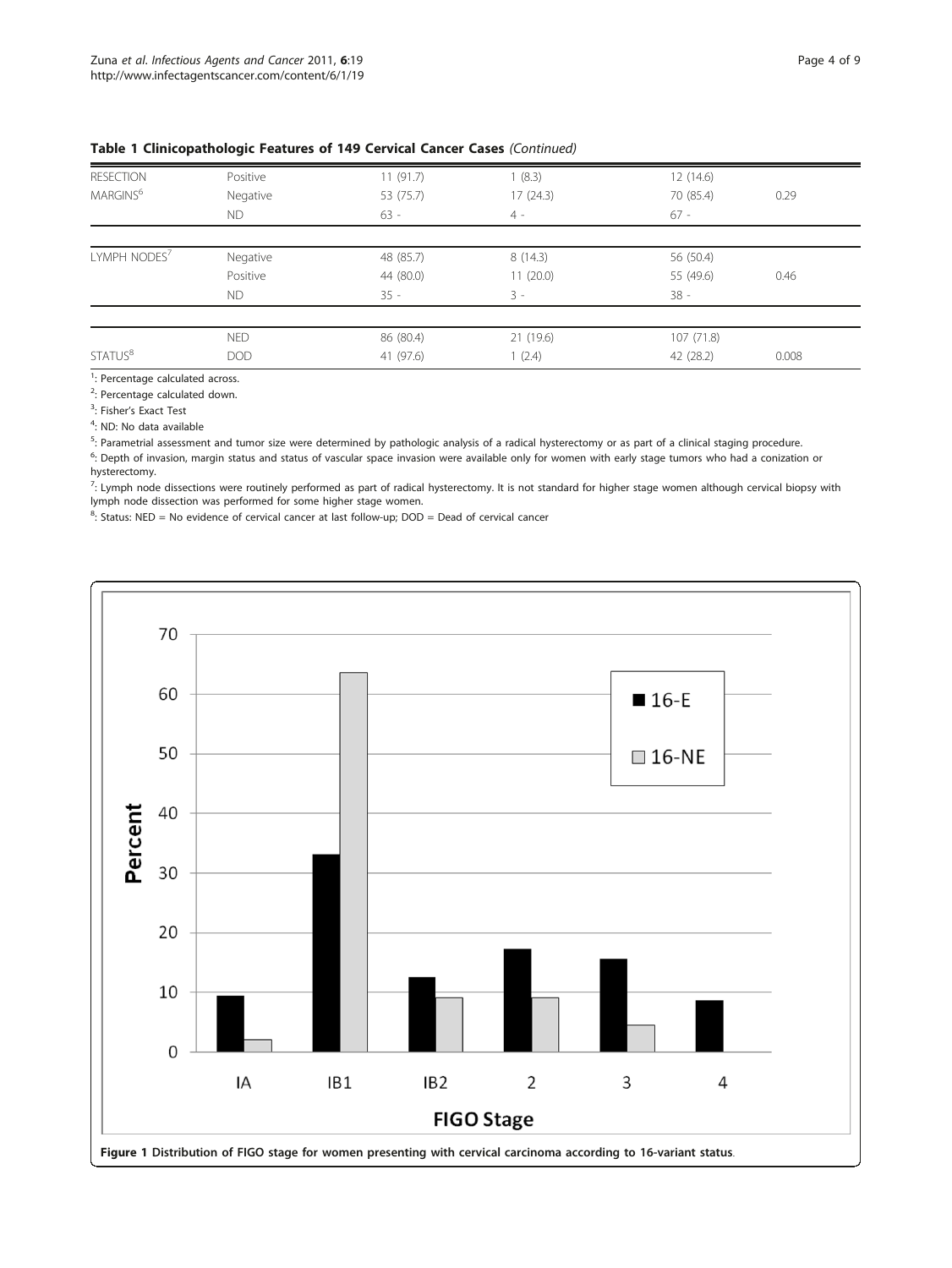**Table 1 Clinicopathologic Features of 149 Cervical Cancer Cases** *(Continued)*

| | | | | | |
|---|---|---|---|---|---|
| RESECTION | Positive | 11 (91.7) | 1 (8.3) | 12 (14.6) | |
| MARGINS[6] | Negative | 53 (75.7) | 17 (24.3) | 70 (85.4) | 0.29 |
| | ND | 63 - | 4 - | 67 - | |
| LYMPH NODES[7] | Negative | 48 (85.7) | 8 (14.3) | 56 (50.4) | |
| | Positive | 44 (80.0) | 11 (20.0) | 55 (49.6) | 0.46 |
| | ND | 35 - | 3 - | 38 - | |
| | NED | 86 (80.4) | 21 (19.6) | 107 (71.8) | |
| STATUS[8] | DOD | 41 (97.6) | 1 (2.4) | 42 (28.2) | 0.008 |

[1]: Percentage calculated across.

[2]: Percentage calculated down.

[3]: Fisher's Exact Test

[4]: ND: No data available

[5]: Parametrial assessment and tumor size were determined by pathologic analysis of a radical hysterectomy or as part of a clinical staging procedure.

[6]: Depth of invasion, margin status and status of vascular space invasion were available only for women with early stage tumors who had a conization or hysterectomy.

[7]: Lymph node dissections were routinely performed as part of radical hysterectomy. It is not standard for higher stage women although cervical biopsy with lymph node dissection was performed for some higher stage women.

[8]: Status: NED = No evidence of cervical cancer at last follow-up; DOD = Dead of cervical cancer

**Figure 1 Distribution of FIGO stage for women presenting with cervical carcinoma according to 16-variant status**.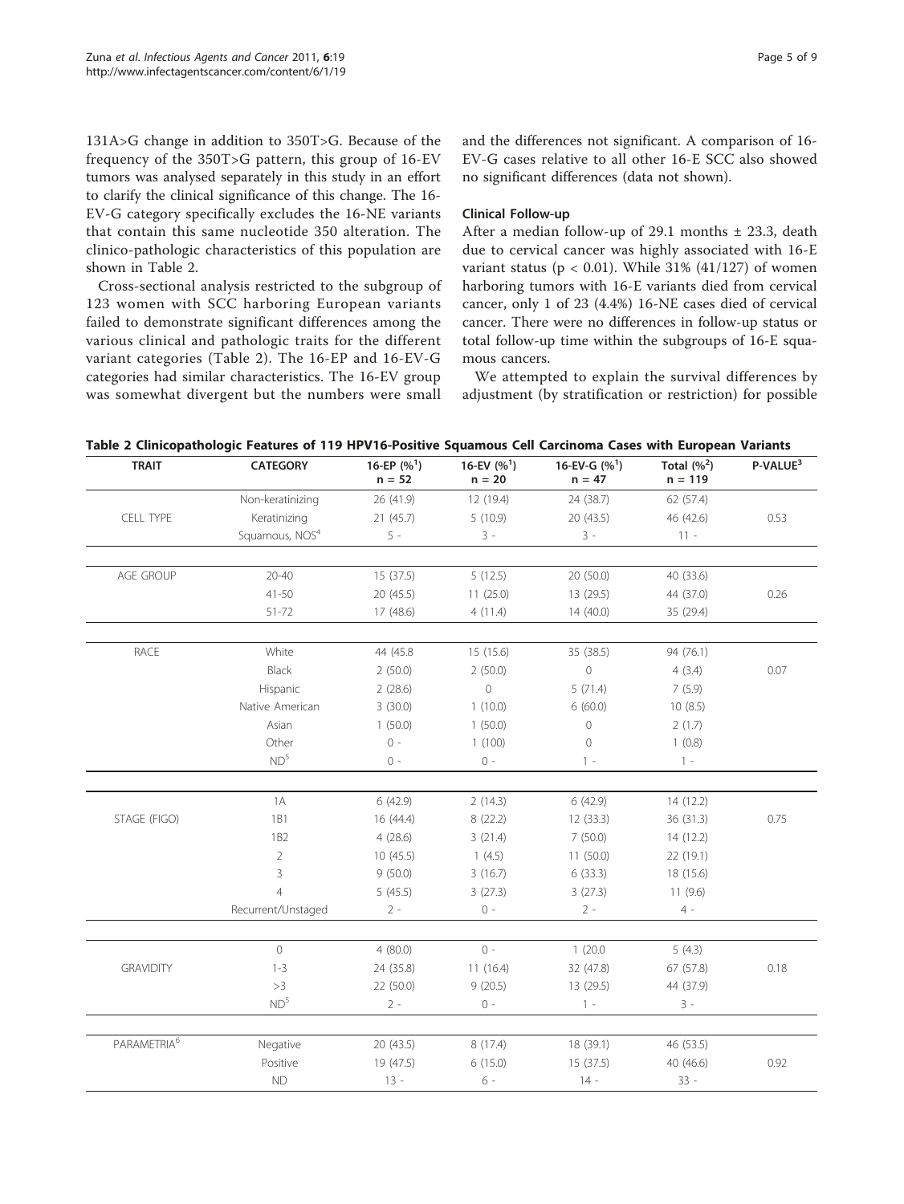131A>G change in addition to 350T>G. Because of the frequency of the 350T>G pattern, this group of 16-EV tumors was analysed separately in this study in an effort to clarify the clinical significance of this change. The 16-EV-G category specifically excludes the 16-NE variants that contain this same nucleotide 350 alteration. The clinico-pathologic characteristics of this population are shown in Table 2.

Cross-sectional analysis restricted to the subgroup of 123 women with SCC harboring European variants failed to demonstrate significant differences among the various clinical and pathologic traits for the different variant categories (Table 2). The 16-EP and 16-EV-G categories had similar characteristics. The 16-EV group was somewhat divergent but the numbers were small and the differences not significant. A comparison of 16-EV-G cases relative to all other 16-E SCC also showed no significant differences (data not shown).

### Clinical Follow-up

After a median follow-up of 29.1 months ± 23.3, death due to cervical cancer was highly associated with 16-E variant status ($p < 0.01$). While 31% (41/127) of women harboring tumors with 16-E variants died from cervical cancer, only 1 of 23 (4.4%) 16-NE cases died of cervical cancer. There were no differences in follow-up status or total follow-up time within the subgroups of 16-E squamous cancers.

We attempted to explain the survival differences by adjustment (by stratification or restriction) for possible

**Table 2 Clinicopathologic Features of 119 HPV16-Positive Squamous Cell Carcinoma Cases with European Variants**

| TRAIT | CATEGORY | 16-EP (%[1]) n = 52 | 16-EV (%[1]) n = 20 | 16-EV-G (%[1]) n = 47 | Total (%[2]) n = 119 | P-VALUE[3] |
|---|---|---|---|---|---|---|
| | Non-keratinizing | 26 (41.9) | 12 (19.4) | 24 (38.7) | 62 (57.4) | |
| CELL TYPE | Keratinizing | 21 (45.7) | 5 (10.9) | 20 (43.5) | 46 (42.6) | 0.53 |
| | Squamous, NOS[4] | 5 - | 3 - | 3 - | 11 - | |
| AGE GROUP | 20-40 | 15 (37.5) | 5 (12.5) | 20 (50.0) | 40 (33.6) | |
| | 41-50 | 20 (45.5) | 11 (25.0) | 13 (29.5) | 44 (37.0) | 0.26 |
| | 51-72 | 17 (48.6) | 4 (11.4) | 14 (40.0) | 35 (29.4) | |
| RACE | White | 44 (45.8 | 15 (15.6) | 35 (38.5) | 94 (76.1) | |
| | Black | 2 (50.0) | 2 (50.0) | 0 | 4 (3.4) | 0.07 |
| | Hispanic | 2 (28.6) | 0 | 5 (71.4) | 7 (5.9) | |
| | Native American | 3 (30.0) | 1 (10.0) | 6 (60.0) | 10 (8.5) | |
| | Asian | 1 (50.0) | 1 (50.0) | 0 | 2 (1.7) | |
| | Other | 0 - | 1 (100) | 0 | 1 (0.8) | |
| | ND[5] | 0 - | 0 - | 1 - | 1 - | |
| | 1A | 6 (42.9) | 2 (14.3) | 6 (42.9) | 14 (12.2) | |
| STAGE (FIGO) | 1B1 | 16 (44.4) | 8 (22.2) | 12 (33.3) | 36 (31.3) | 0.75 |
| | 1B2 | 4 (28.6) | 3 (21.4) | 7 (50.0) | 14 (12.2) | |
| | 2 | 10 (45.5) | 1 (4.5) | 11 (50.0) | 22 (19.1) | |
| | 3 | 9 (50.0) | 3 (16.7) | 6 (33.3) | 18 (15.6) | |
| | 4 | 5 (45.5) | 3 (27.3) | 3 (27.3) | 11 (9.6) | |
| | Recurrent/Unstaged | 2 - | 0 - | 2 - | 4 - | |
| | 0 | 4 (80.0) | 0 - | 1 (20.0 | 5 (4.3) | |
| GRAVIDITY | 1-3 | 24 (35.8) | 11 (16.4) | 32 (47.8) | 67 (57.8) | 0.18 |
| | >3 | 22 (50.0) | 9 (20.5) | 13 (29.5) | 44 (37.9) | |
| | ND[5] | 2 - | 0 - | 1 - | 3 - | |
| PARAMETRIA[6] | Negative | 20 (43.5) | 8 (17.4) | 18 (39.1) | 46 (53.5) | |
| | Positive | 19 (47.5) | 6 (15.0) | 15 (37.5) | 40 (46.6) | 0.92 |
| | ND | 13 - | 6 - | 14 - | 33 - | |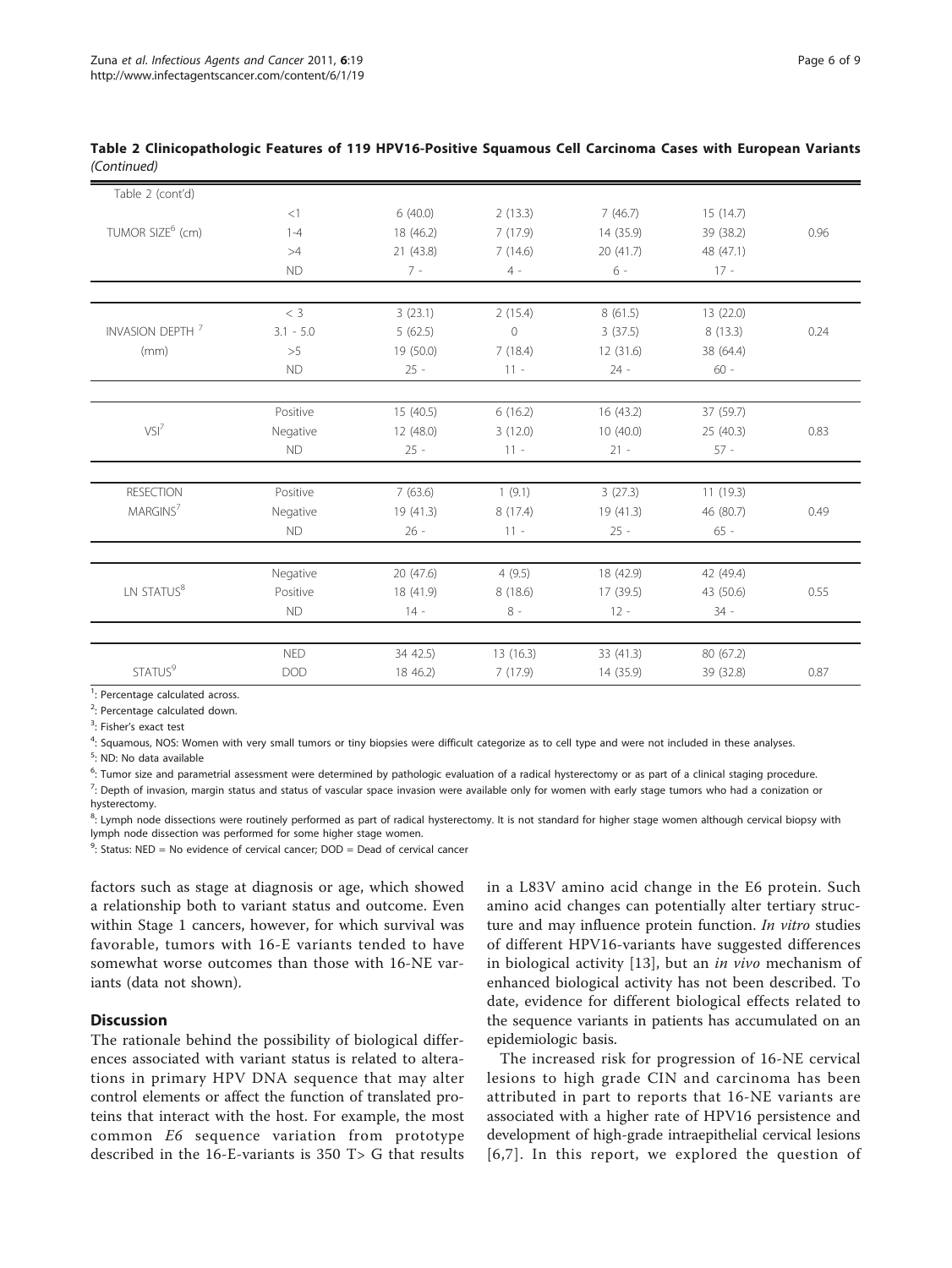**Table 2 Clinicopathologic Features of 119 HPV16-Positive Squamous Cell Carcinoma Cases with European Variants** *(Continued)*

| Table 2 (cont'd) | | | | | | |
|---|---|---|---|---|---|---|
| TUMOR SIZE[6] (cm) | <1 | 6 (40.0) | 2 (13.3) | 7 (46.7) | 15 (14.7) | 0.96 |
| | 1-4 | 18 (46.2) | 7 (17.9) | 14 (35.9) | 39 (38.2) | |
| | >4 | 21 (43.8) | 7 (14.6) | 20 (41.7) | 48 (47.1) | |
| | ND | 7 - | 4 - | 6 - | 17 - | |
| INVASION DEPTH [7] (mm) | < 3 | 3 (23.1) | 2 (15.4) | 8 (61.5) | 13 (22.0) | 0.24 |
| | 3.1 - 5.0 | 5 (62.5) | 0 | 3 (37.5) | 8 (13.3) | |
| | >5 | 19 (50.0) | 7 (18.4) | 12 (31.6) | 38 (64.4) | |
| | ND | 25 - | 11 - | 24 - | 60 - | |
| VSI[7] | Positive | 15 (40.5) | 6 (16.2) | 16 (43.2) | 37 (59.7) | 0.83 |
| | Negative | 12 (48.0) | 3 (12.0) | 10 (40.0) | 25 (40.3) | |
| | ND | 25 - | 11 - | 21 - | 57 - | |
| RESECTION MARGINS[7] | Positive | 7 (63.6) | 1 (9.1) | 3 (27.3) | 11 (19.3) | 0.49 |
| | Negative | 19 (41.3) | 8 (17.4) | 19 (41.3) | 46 (80.7) | |
| | ND | 26 - | 11 - | 25 - | 65 - | |
| LN STATUS[8] | Negative | 20 (47.6) | 4 (9.5) | 18 (42.9) | 42 (49.4) | 0.55 |
| | Positive | 18 (41.9) | 8 (18.6) | 17 (39.5) | 43 (50.6) | |
| | ND | 14 - | 8 - | 12 - | 34 - | |
| STATUS[9] | NED | 34 42.5) | 13 (16.3) | 33 (41.3) | 80 (67.2) | 0.87 |
| | DOD | 18 46.2) | 7 (17.9) | 14 (35.9) | 39 (32.8) | |

[1]: Percentage calculated across.
[2]: Percentage calculated down.
[3]: Fisher's exact test
[4]: Squamous, NOS: Women with very small tumors or tiny biopsies were difficult categorize as to cell type and were not included in these analyses.
[5]: ND: No data available
[6]: Tumor size and parametrial assessment were determined by pathologic evaluation of a radical hysterectomy or as part of a clinical staging procedure.
[7]: Depth of invasion, margin status and status of vascular space invasion were available only for women with early stage tumors who had a conization or hysterectomy.
[8]: Lymph node dissections were routinely performed as part of radical hysterectomy. It is not standard for higher stage women although cervical biopsy with lymph node dissection was performed for some higher stage women.
[9]: Status: NED = No evidence of cervical cancer; DOD = Dead of cervical cancer

factors such as stage at diagnosis or age, which showed a relationship both to variant status and outcome. Even within Stage 1 cancers, however, for which survival was favorable, tumors with 16-E variants tended to have somewhat worse outcomes than those with 16-NE variants (data not shown).

## Discussion

The rationale behind the possibility of biological differences associated with variant status is related to alterations in primary HPV DNA sequence that may alter control elements or affect the function of translated proteins that interact with the host. For example, the most common *E6* sequence variation from prototype described in the 16-E-variants is 350 T> G that results in a L83V amino acid change in the E6 protein. Such amino acid changes can potentially alter tertiary structure and may influence protein function. *In vitro* studies of different HPV16-variants have suggested differences in biological activity [13], but an *in vivo* mechanism of enhanced biological activity has not been described. To date, evidence for different biological effects related to the sequence variants in patients has accumulated on an epidemiologic basis.

The increased risk for progression of 16-NE cervical lesions to high grade CIN and carcinoma has been attributed in part to reports that 16-NE variants are associated with a higher rate of HPV16 persistence and development of high-grade intraepithelial cervical lesions [6,7]. In this report, we explored the question of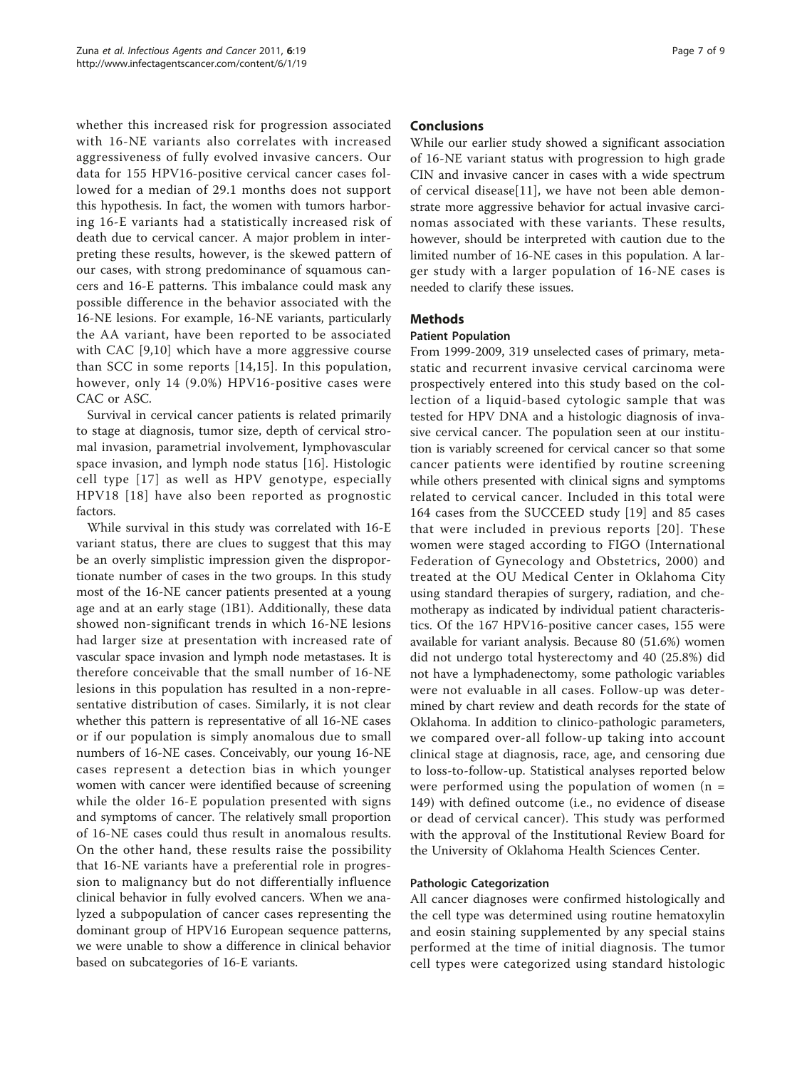whether this increased risk for progression associated with 16-NE variants also correlates with increased aggressiveness of fully evolved invasive cancers. Our data for 155 HPV16-positive cervical cancer cases followed for a median of 29.1 months does not support this hypothesis. In fact, the women with tumors harboring 16-E variants had a statistically increased risk of death due to cervical cancer. A major problem in interpreting these results, however, is the skewed pattern of our cases, with strong predominance of squamous cancers and 16-E patterns. This imbalance could mask any possible difference in the behavior associated with the 16-NE lesions. For example, 16-NE variants, particularly the AA variant, have been reported to be associated with CAC [9,10] which have a more aggressive course than SCC in some reports [14,15]. In this population, however, only 14 (9.0%) HPV16-positive cases were CAC or ASC.

Survival in cervical cancer patients is related primarily to stage at diagnosis, tumor size, depth of cervical stromal invasion, parametrial involvement, lymphovascular space invasion, and lymph node status [16]. Histologic cell type [17] as well as HPV genotype, especially HPV18 [18] have also been reported as prognostic factors.

While survival in this study was correlated with 16-E variant status, there are clues to suggest that this may be an overly simplistic impression given the disproportionate number of cases in the two groups. In this study most of the 16-NE cancer patients presented at a young age and at an early stage (1B1). Additionally, these data showed non-significant trends in which 16-NE lesions had larger size at presentation with increased rate of vascular space invasion and lymph node metastases. It is therefore conceivable that the small number of 16-NE lesions in this population has resulted in a non-representative distribution of cases. Similarly, it is not clear whether this pattern is representative of all 16-NE cases or if our population is simply anomalous due to small numbers of 16-NE cases. Conceivably, our young 16-NE cases represent a detection bias in which younger women with cancer were identified because of screening while the older 16-E population presented with signs and symptoms of cancer. The relatively small proportion of 16-NE cases could thus result in anomalous results. On the other hand, these results raise the possibility that 16-NE variants have a preferential role in progression to malignancy but do not differentially influence clinical behavior in fully evolved cancers. When we analyzed a subpopulation of cancer cases representing the dominant group of HPV16 European sequence patterns, we were unable to show a difference in clinical behavior based on subcategories of 16-E variants.

## Conclusions

While our earlier study showed a significant association of 16-NE variant status with progression to high grade CIN and invasive cancer in cases with a wide spectrum of cervical disease[11], we have not been able demonstrate more aggressive behavior for actual invasive carcinomas associated with these variants. These results, however, should be interpreted with caution due to the limited number of 16-NE cases in this population. A larger study with a larger population of 16-NE cases is needed to clarify these issues.

## Methods

### Patient Population

From 1999-2009, 319 unselected cases of primary, metastatic and recurrent invasive cervical carcinoma were prospectively entered into this study based on the collection of a liquid-based cytologic sample that was tested for HPV DNA and a histologic diagnosis of invasive cervical cancer. The population seen at our institution is variably screened for cervical cancer so that some cancer patients were identified by routine screening while others presented with clinical signs and symptoms related to cervical cancer. Included in this total were 164 cases from the SUCCEED study [19] and 85 cases that were included in previous reports [20]. These women were staged according to FIGO (International Federation of Gynecology and Obstetrics, 2000) and treated at the OU Medical Center in Oklahoma City using standard therapies of surgery, radiation, and chemotherapy as indicated by individual patient characteristics. Of the 167 HPV16-positive cancer cases, 155 were available for variant analysis. Because 80 (51.6%) women did not undergo total hysterectomy and 40 (25.8%) did not have a lymphadenectomy, some pathologic variables were not evaluable in all cases. Follow-up was determined by chart review and death records for the state of Oklahoma. In addition to clinico-pathologic parameters, we compared over-all follow-up taking into account clinical stage at diagnosis, race, age, and censoring due to loss-to-follow-up. Statistical analyses reported below were performed using the population of women (n = 149) with defined outcome (i.e., no evidence of disease or dead of cervical cancer). This study was performed with the approval of the Institutional Review Board for the University of Oklahoma Health Sciences Center.

### Pathologic Categorization

All cancer diagnoses were confirmed histologically and the cell type was determined using routine hematoxylin and eosin staining supplemented by any special stains performed at the time of initial diagnosis. The tumor cell types were categorized using standard histologic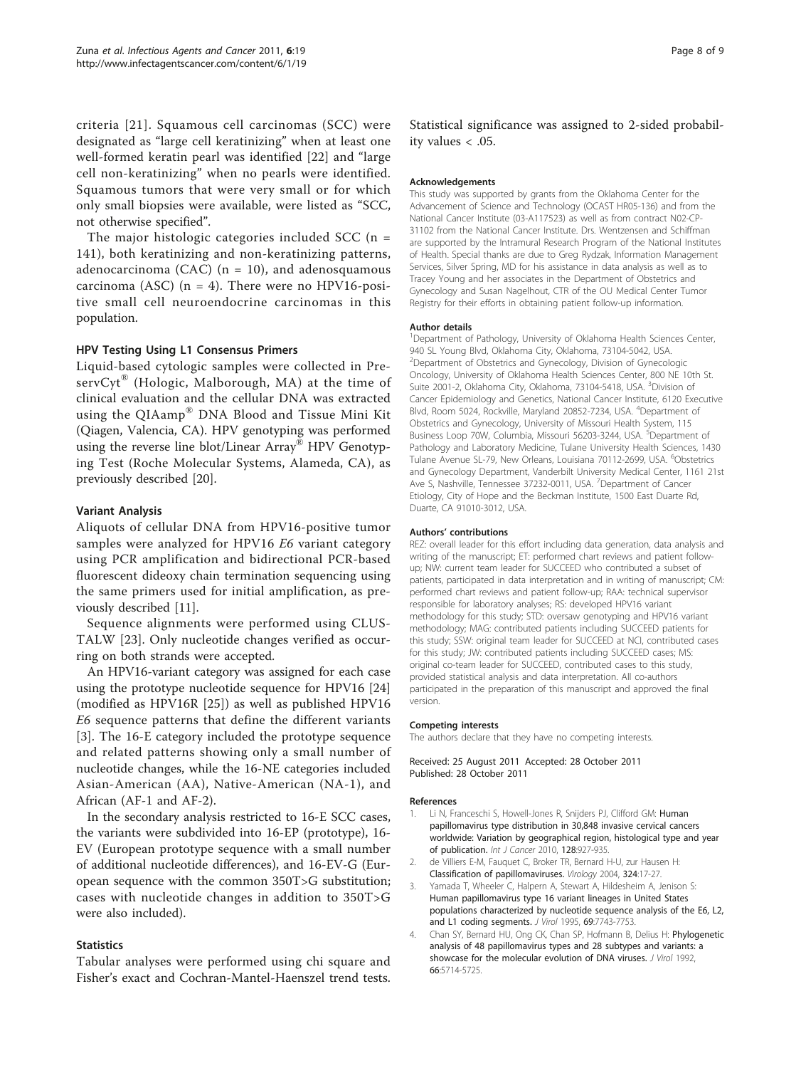criteria [21]. Squamous cell carcinomas (SCC) were designated as "large cell keratinizing" when at least one well-formed keratin pearl was identified [22] and "large cell non-keratinizing" when no pearls were identified. Squamous tumors that were very small or for which only small biopsies were available, were listed as "SCC, not otherwise specified".

The major histologic categories included SCC (n = 141), both keratinizing and non-keratinizing patterns, adenocarcinoma (CAC) (n = 10), and adenosquamous carcinoma (ASC) (n = 4). There were no HPV16-positive small cell neuroendocrine carcinomas in this population.

### HPV Testing Using L1 Consensus Primers

Liquid-based cytologic samples were collected in PreservCyt® (Hologic, Malborough, MA) at the time of clinical evaluation and the cellular DNA was extracted using the QIAamp® DNA Blood and Tissue Mini Kit (Qiagen, Valencia, CA). HPV genotyping was performed using the reverse line blot/Linear Array® HPV Genotyping Test (Roche Molecular Systems, Alameda, CA), as previously described [20].

### Variant Analysis

Aliquots of cellular DNA from HPV16-positive tumor samples were analyzed for HPV16 *E6* variant category using PCR amplification and bidirectional PCR-based fluorescent dideoxy chain termination sequencing using the same primers used for initial amplification, as previously described [11].

Sequence alignments were performed using CLUSTALW [23]. Only nucleotide changes verified as occurring on both strands were accepted.

An HPV16-variant category was assigned for each case using the prototype nucleotide sequence for HPV16 [24] (modified as HPV16R [25]) as well as published HPV16 *E6* sequence patterns that define the different variants [3]. The 16-E category included the prototype sequence and related patterns showing only a small number of nucleotide changes, while the 16-NE categories included Asian-American (AA), Native-American (NA-1), and African (AF-1 and AF-2).

In the secondary analysis restricted to 16-E SCC cases, the variants were subdivided into 16-EP (prototype), 16-EV (European prototype sequence with a small number of additional nucleotide differences), and 16-EV-G (European sequence with the common 350T>G substitution; cases with nucleotide changes in addition to 350T>G were also included).

### Statistics

Tabular analyses were performed using chi square and Fisher's exact and Cochran-Mantel-Haenszel trend tests. Statistical significance was assigned to 2-sided probability values < .05.

#### Acknowledgements

This study was supported by grants from the Oklahoma Center for the Advancement of Science and Technology (OCAST HR05-136) and from the National Cancer Institute (03-A117523) as well as from contract N02-CP-31102 from the National Cancer Institute. Drs. Wentzensen and Schiffman are supported by the Intramural Research Program of the National Institutes of Health. Special thanks are due to Greg Rydzak, Information Management Services, Silver Spring, MD for his assistance in data analysis as well as to Tracey Young and her associates in the Department of Obstetrics and Gynecology and Susan Nagelhout, CTR of the OU Medical Center Tumor Registry for their efforts in obtaining patient follow-up information.

#### Author details

[1]Department of Pathology, University of Oklahoma Health Sciences Center, 940 SL Young Blvd, Oklahoma City, Oklahoma, 73104-5042, USA. [2]Department of Obstetrics and Gynecology, Division of Gynecologic Oncology, University of Oklahoma Health Sciences Center, 800 NE 10th St. Suite 2001-2, Oklahoma City, Oklahoma, 73104-5418, USA. [3]Division of Cancer Epidemiology and Genetics, National Cancer Institute, 6120 Executive Blvd, Room 5024, Rockville, Maryland 20852-7234, USA. [4]Department of Obstetrics and Gynecology, University of Missouri Health System, 115 Business Loop 70W, Columbia, Missouri 56203-3244, USA. [5]Department of Pathology and Laboratory Medicine, Tulane University Health Sciences, 1430 Tulane Avenue SL-79, New Orleans, Louisiana 70112-2699, USA. [6]Obstetrics and Gynecology Department, Vanderbilt University Medical Center, 1161 21st Ave S, Nashville, Tennessee 37232-0011, USA. [7]Department of Cancer Etiology, City of Hope and the Beckman Institute, 1500 East Duarte Rd, Duarte, CA 91010-3012, USA.

#### Authors' contributions

REZ: overall leader for this effort including data generation, data analysis and writing of the manuscript; ET: performed chart reviews and patient follow-up; NW: current team leader for SUCCEED who contributed a subset of patients, participated in data interpretation and in writing of manuscript; CM: performed chart reviews and patient follow-up; RAA: technical supervisor responsible for laboratory analyses; RS: developed HPV16 variant methodology for this study; STD: oversaw genotyping and HPV16 variant methodology; MAG: contributed patients including SUCCEED patients for this study; SSW: original team leader for SUCCEED at NCI, contributed cases for this study; JW: contributed patients including SUCCEED cases; MS: original co-team leader for SUCCEED, contributed cases to this study, provided statistical analysis and data interpretation. All co-authors participated in the preparation of this manuscript and approved the final version.

#### Competing interests

The authors declare that they have no competing interests.

Received: 25 August 2011 Accepted: 28 October 2011
Published: 28 October 2011

#### References

1. Li N, Franceschi S, Howell-Jones R, Snijders PJ, Clifford GM: **Human papillomavirus type distribution in 30,848 invasive cervical cancers worldwide: Variation by geographical region, histological type and year of publication.** *Int J Cancer* 2010, **128**:927-935.
2. de Villiers E-M, Fauquet C, Broker TR, Bernard H-U, zur Hausen H: **Classification of papillomaviruses.** *Virology* 2004, **324**:17-27.
3. Yamada T, Wheeler C, Halpern A, Stewart A, Hildesheim A, Jenison S: **Human papillomavirus type 16 variant lineages in United States populations characterized by nucleotide sequence analysis of the E6, L2, and L1 coding segments.** *J Virol* 1995, **69**:7743-7753.
4. Chan SY, Bernard HU, Ong CK, Chan SP, Hofmann B, Delius H: **Phylogenetic analysis of 48 papillomavirus types and 28 subtypes and variants: a showcase for the molecular evolution of DNA viruses.** *J Virol* 1992, **66**:5714-5725.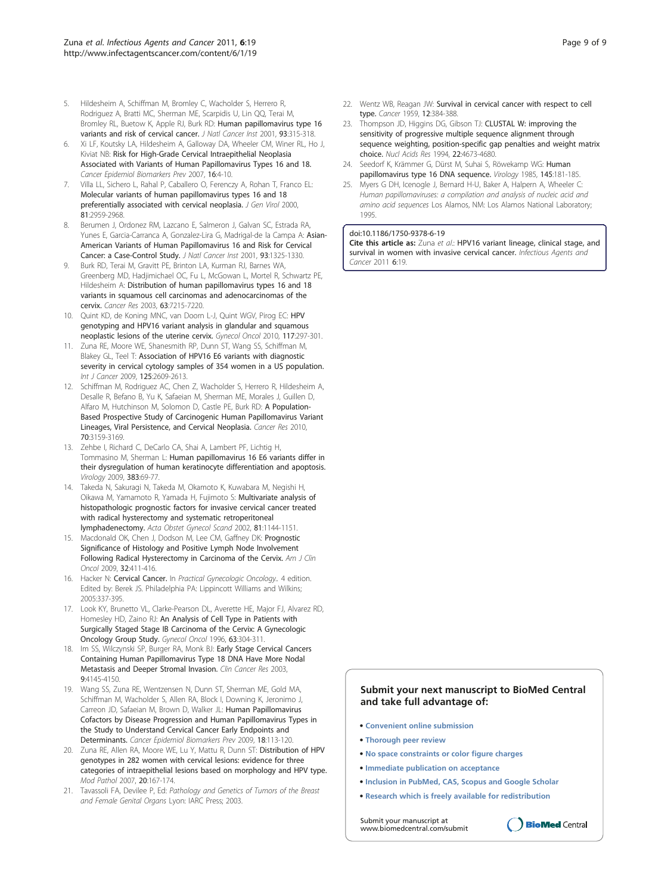5. Hildesheim A, Schiffman M, Bromley C, Wacholder S, Herrero R, Rodriguez A, Bratti MC, Sherman ME, Scarpidis U, Lin QQ, Terai M, Bromley RL, Buetow K, Apple RJ, Burk RD: **Human papillomavirus type 16 variants and risk of cervical cancer.** *J Natl Cancer Inst* 2001, **93**:315-318.
6. Xi LF, Koutsky LA, Hildesheim A, Galloway DA, Wheeler CM, Winer RL, Ho J, Kiviat NB: **Risk for High-Grade Cervical Intraepithelial Neoplasia Associated with Variants of Human Papillomavirus Types 16 and 18.** *Cancer Epidemiol Biomarkers Prev* 2007, **16**:4-10.
7. Villa LL, Sichero L, Rahal P, Caballero O, Ferenczy A, Rohan T, Franco EL: **Molecular variants of human papillomavirus types 16 and 18 preferentially associated with cervical neoplasia.** *J Gen Virol* 2000, **81**:2959-2968.
8. Berumen J, Ordonez RM, Lazcano E, Salmeron J, Galvan SC, Estrada RA, Yunes E, Garcia-Carranca A, Gonzalez-Lira G, Madrigal-de la Campa A: **Asian-American Variants of Human Papillomavirus 16 and Risk for Cervical Cancer: a Case-Control Study.** *J Natl Cancer Inst* 2001, **93**:1325-1330.
9. Burk RD, Terai M, Gravitt PE, Brinton LA, Kurman RJ, Barnes WA, Greenberg MD, Hadjimichael OC, Fu L, McGowan L, Mortel R, Schwartz PE, Hildesheim A: **Distribution of human papillomavirus types 16 and 18 variants in squamous cell carcinomas and adenocarcinomas of the cervix.** *Cancer Res* 2003, **63**:7215-7220.
10. Quint KD, de Koning MNC, van Doorn L-J, Quint WGV, Pirog EC: **HPV genotyping and HPV16 variant analysis in glandular and squamous neoplastic lesions of the uterine cervix.** *Gynecol Oncol* 2010, **117**:297-301.
11. Zuna RE, Moore WE, Shanesmith RP, Dunn ST, Wang SS, Schiffman M, Blakey GL, Teel T: **Association of HPV16 E6 variants with diagnostic severity in cervical cytology samples of 354 women in a US population.** *Int J Cancer* 2009, **125**:2609-2613.
12. Schiffman M, Rodriguez AC, Chen Z, Wacholder S, Herrero R, Hildesheim A, Desalle R, Befano B, Yu K, Safaeian M, Sherman ME, Morales J, Guillen D, Alfaro M, Hutchinson M, Solomon D, Castle PE, Burk RD: **A Population-Based Prospective Study of Carcinogenic Human Papillomavirus Variant Lineages, Viral Persistence, and Cervical Neoplasia.** *Cancer Res* 2010, **70**:3159-3169.
13. Zehbe I, Richard C, DeCarlo CA, Shai A, Lambert PF, Lichtig H, Tommasino M, Sherman L: **Human papillomavirus 16 E6 variants differ in their dysregulation of human keratinocyte differentiation and apoptosis.** *Virology* 2009, **383**:69-77.
14. Takeda N, Sakuragi N, Takeda M, Okamoto K, Kuwabara M, Negishi H, Oikawa M, Yamamoto R, Yamada H, Fujimoto S: **Multivariate analysis of histopathologic prognostic factors for invasive cervical cancer treated with radical hysterectomy and systematic retroperitoneal lymphadenectomy.** *Acta Obstet Gynecol Scand* 2002, **81**:1144-1151.
15. Macdonald OK, Chen J, Dodson M, Lee CM, Gaffney DK: **Prognostic Significance of Histology and Positive Lymph Node Involvement Following Radical Hysterectomy in Carcinoma of the Cervix.** *Am J Clin Oncol* 2009, **32**:411-416.
16. Hacker N: **Cervical Cancer.** In *Practical Gynecologic Oncology.*. 4 edition. Edited by: Berek JS. Philadelphia PA: Lippincott Williams and Wilkins; 2005:337-395.
17. Look KY, Brunetto VL, Clarke-Pearson DL, Averette HE, Major FJ, Alvarez RD, Homesley HD, Zaino RJ: **An Analysis of Cell Type in Patients with Surgically Staged Stage IB Carcinoma of the Cervix: A Gynecologic Oncology Group Study.** *Gynecol Oncol* 1996, **63**:304-311.
18. Im SS, Wilczynski SP, Burger RA, Monk BJ: **Early Stage Cervical Cancers Containing Human Papillomavirus Type 18 DNA Have More Nodal Metastasis and Deeper Stromal Invasion.** *Clin Cancer Res* 2003, **9**:4145-4150.
19. Wang SS, Zuna RE, Wentzensen N, Dunn ST, Sherman ME, Gold MA, Schiffman M, Wacholder S, Allen RA, Block I, Downing K, Jeronimo J, Carreon JD, Safaeian M, Brown D, Walker JL: **Human Papillomavirus Cofactors by Disease Progression and Human Papillomavirus Types in the Study to Understand Cervical Cancer Early Endpoints and Determinants.** *Cancer Epidemiol Biomarkers Prev* 2009, **18**:113-120.
20. Zuna RE, Allen RA, Moore WE, Lu Y, Mattu R, Dunn ST: **Distribution of HPV genotypes in 282 women with cervical lesions: evidence for three categories of intraepithelial lesions based on morphology and HPV type.** *Mod Pathol* 2007, **20**:167-174.
21. Tavassoli FA, Devilee P, Ed: *Pathology and Genetics of Tumors of the Breast and Female Genital Organs* Lyon: IARC Press; 2003.
22. Wentz WB, Reagan JW: **Survival in cervical cancer with respect to cell type.** *Cancer* 1959, **12**:384-388.
23. Thompson JD, Higgins DG, Gibson TJ: **CLUSTAL W: improving the sensitivity of progressive multiple sequence alignment through sequence weighting, position-specific gap penalties and weight matrix choice.** *Nucl Acids Res* 1994, **22**:4673-4680.
24. Seedorf K, Krämmer G, Dürst M, Suhai S, Röwekamp WG: **Human papillomavirus type 16 DNA sequence.** *Virology* 1985, **145**:181-185.
25. Myers G DH, Icenogle J, Bernard H-U, Baker A, Halpern A, Wheeler C: *Human papillomaviruses: a compilation and analysis of nucleic acid and amino acid sequences* Los Alamos, NM: Los Alamos National Laboratory; 1995.

doi:10.1186/1750-9378-6-19

**Cite this article as:** Zuna *et al.*: HPV16 variant lineage, clinical stage, and survival in women with invasive cervical cancer. *Infectious Agents and Cancer* 2011 **6**:19.

**Submit your next manuscript to BioMed Central and take full advantage of:**

- **Convenient online submission**
- **Thorough peer review**
- **No space constraints or color figure charges**
- **Immediate publication on acceptance**
- **Inclusion in PubMed, CAS, Scopus and Google Scholar**
- **Research which is freely available for redistribution**

Submit your manuscript at www.biomedcentral.com/submit

BioMed Central